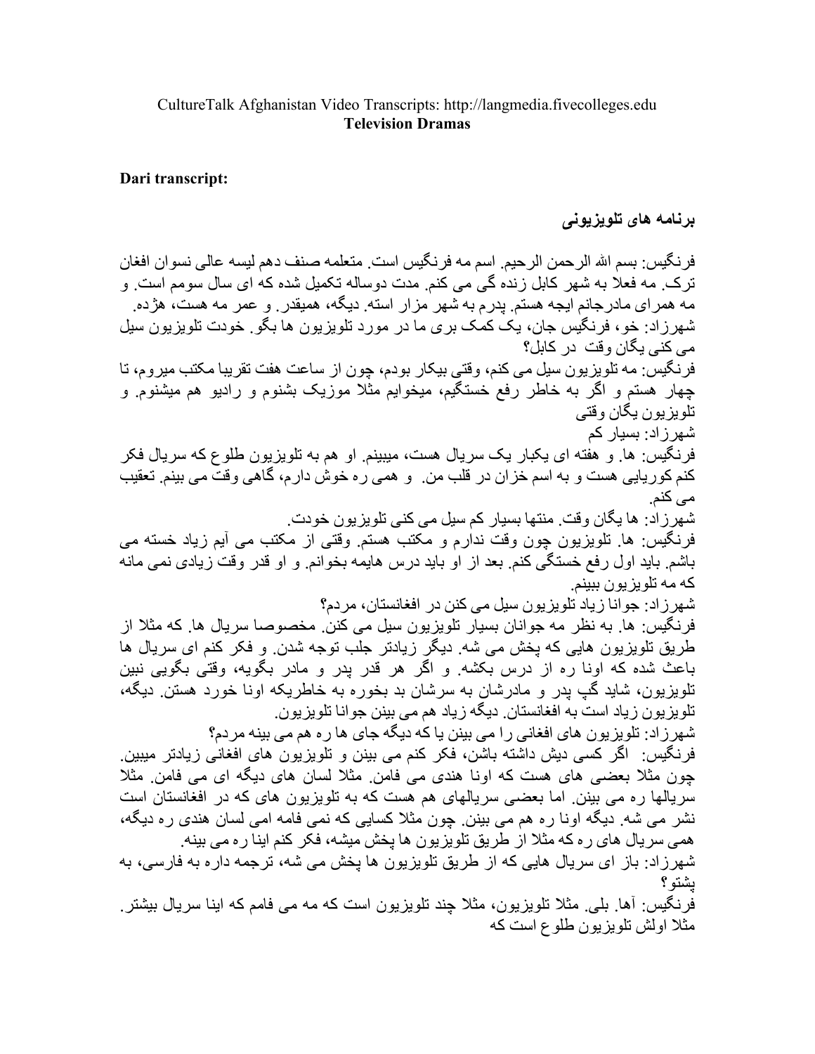CultureTalk Afghanistan Video Transcripts: http://langmedia.fivecolleges.edu
**Television Dramas**

**Dari transcript:**

## برنامه های تلویزیونی

فرنگیس: بسم الله الرحمن الرحیم. اسم مه فرنگیس است. متعلمه صنف دهم لیسه عالی نسوان افغان ترک. مه فعلا به شهر کابل زنده گی می کنم. مدت دوساله تکمیل شده که ای سال سومم است. و مه همرای مادرجانم ایجه هستم. پدرم به شهر مزار استه. دیگه، همیقدر. و عمر مه هست، هژده.

شهرزاد: خو، فرنگیس جان، یک کمک بری ما در مورد تلویزیون ها بگو. خودت تلویزیون سیل می کنی یگان وقت در کابل؟

فرنگیس: مه تلویزیون سیل می کنم، وقتی بیکار بودم، چون از ساعت هفت تقریبا مکتب میروم، تا چهار هستم و اگر به خاطر رفع خستگیم، میخوایم مثلا موزیک بشنوم و رادیو هم میشنوم. و تلویزیون یگان وقتی

شهرزاد: بسیار کم

فرنگیس: ها. و هفته ای یکبار یک سریال هست، میبینم. او هم به تلویزیون طلوع که سریال فکر کنم کوریایی هست و به اسم خزان در قلب من. و همی ره خوش دارم، گاهی وقت می بینم. تعقیب می کنم.

شهرزاد: ها یگان وقت. منتها بسیار کم سیل می کنی تلویزیون خودت.

فرنگیس: ها. تلویزیون چون وقت ندارم و مکتب هستم. وقتی از مکتب می آیم زیاد خسته می باشم. باید اول رفع خستگی کنم. بعد از او باید درس هایمه بخوانم. و او قدر وقت زیادی نمی مانه که مه تلویزیون ببینم.

شهرزاد: جوانا زیاد تلویزیون سیل می کنن در افغانستان، مردم؟

فرنگیس: ها. به نظر مه جوانان بسیار تلویزیون سیل می کنن. مخصوصا سریال ها. که مثلا از طریق تلویزیون هایی که پخش می شه. دیگر زیادتر جلب توجه شدن. و فکر کنم ای سریال ها باعث شده که اونا ره از درس بکشه. و اگر هر قدر پدر و مادر بگویه، وقتی بگویی نبین تلویزیون، شاید گپ پدر و مادرشان به سرشان بد بخوره به خاطریکه اونا خورد هستن. دیگه، تلویزیون زیاد است به افغانستان. دیگه زیاد هم می بینن جوانا تلویزیون.

شهرزاد: تلویزیون های افغانی را می بینن یا که دیگه جای ها ره هم می بینه مردم؟

فرنگیس: اگر کسی دیش داشته باشن، فکر کنم می بینن و تلویزیون های افغانی زیادتر میبین. چون مثلا بعضی های هست که اونا هندی می فامن. مثلا لسان های دیگه ای می فامن. مثلا سریالها ره می بینن. اما بعضی سریالهای هم هست که به تلویزیون های که در افغانستان است نشر می شه. دیگه اونا ره هم می بینن. چون مثلا کسایی که نمی فامه امی لسان هندی ره دیگه، همی سریال های ره که مثلا از طریق تلویزیون ها پخش میشه، فکر کنم اینا ره می بینه.

شهرزاد: باز ای سریال هایی که از طریق تلویزیون ها پخش می شه، ترجمه داره به فارسی، به پشتو؟

فرنگیس: آها. بلی. مثلا تلویزیون، مثلا چند تلویزیون است که مه می فامم که اینا سریال بیشتر. مثلا اولش تلویزیون طلوع است که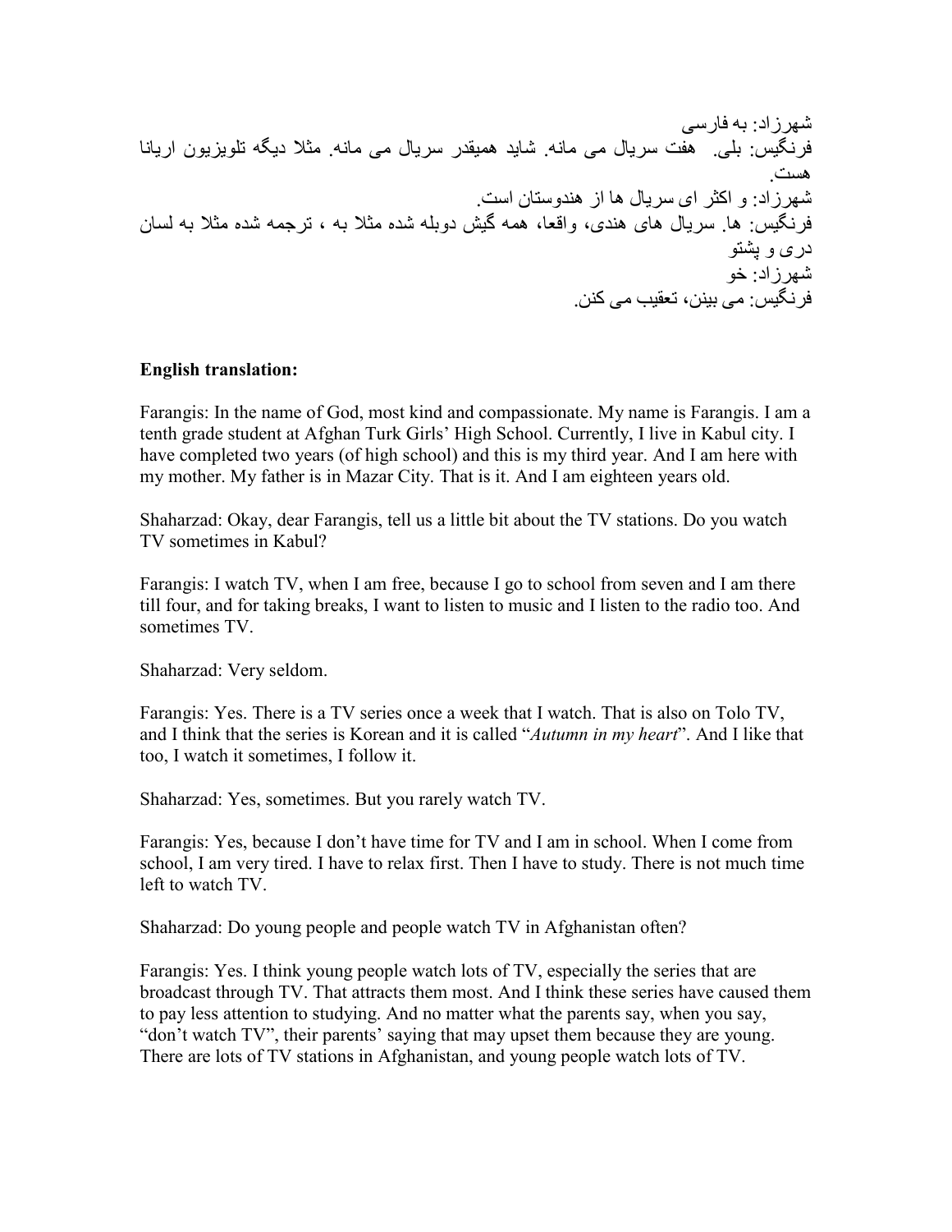شهرزاد: به فارسی
فرنگیس: بلی. هفت سریال می مانه. شاید همیقدر سریال می مانه. مثلا دیگه تلویزیون اریانا هست.
شهرزاد: و اکثر ای سریال ها از هندوستان است.
فرنگیس: ها. سریال های هندی، واقعا، همه گیش دوبله شده مثلا به ، ترجمه شده مثلا به لسان دری و پشتو
شهرزاد: خو
فرنگیس: می بینن، تعقیب می کنن.

**English translation:**

Farangis: In the name of God, most kind and compassionate. My name is Farangis. I am a tenth grade student at Afghan Turk Girls' High School. Currently, I live in Kabul city. I have completed two years (of high school) and this is my third year. And I am here with my mother. My father is in Mazar City. That is it. And I am eighteen years old.

Shaharzad: Okay, dear Farangis, tell us a little bit about the TV stations. Do you watch TV sometimes in Kabul?

Farangis: I watch TV, when I am free, because I go to school from seven and I am there till four, and for taking breaks, I want to listen to music and I listen to the radio too. And sometimes TV.

Shaharzad: Very seldom.

Farangis: Yes. There is a TV series once a week that I watch. That is also on Tolo TV, and I think that the series is Korean and it is called "*Autumn in my heart*". And I like that too, I watch it sometimes, I follow it.

Shaharzad: Yes, sometimes. But you rarely watch TV.

Farangis: Yes, because I don't have time for TV and I am in school. When I come from school, I am very tired. I have to relax first. Then I have to study. There is not much time left to watch TV.

Shaharzad: Do young people and people watch TV in Afghanistan often?

Farangis: Yes. I think young people watch lots of TV, especially the series that are broadcast through TV. That attracts them most. And I think these series have caused them to pay less attention to studying. And no matter what the parents say, when you say, "don't watch TV", their parents' saying that may upset them because they are young. There are lots of TV stations in Afghanistan, and young people watch lots of TV.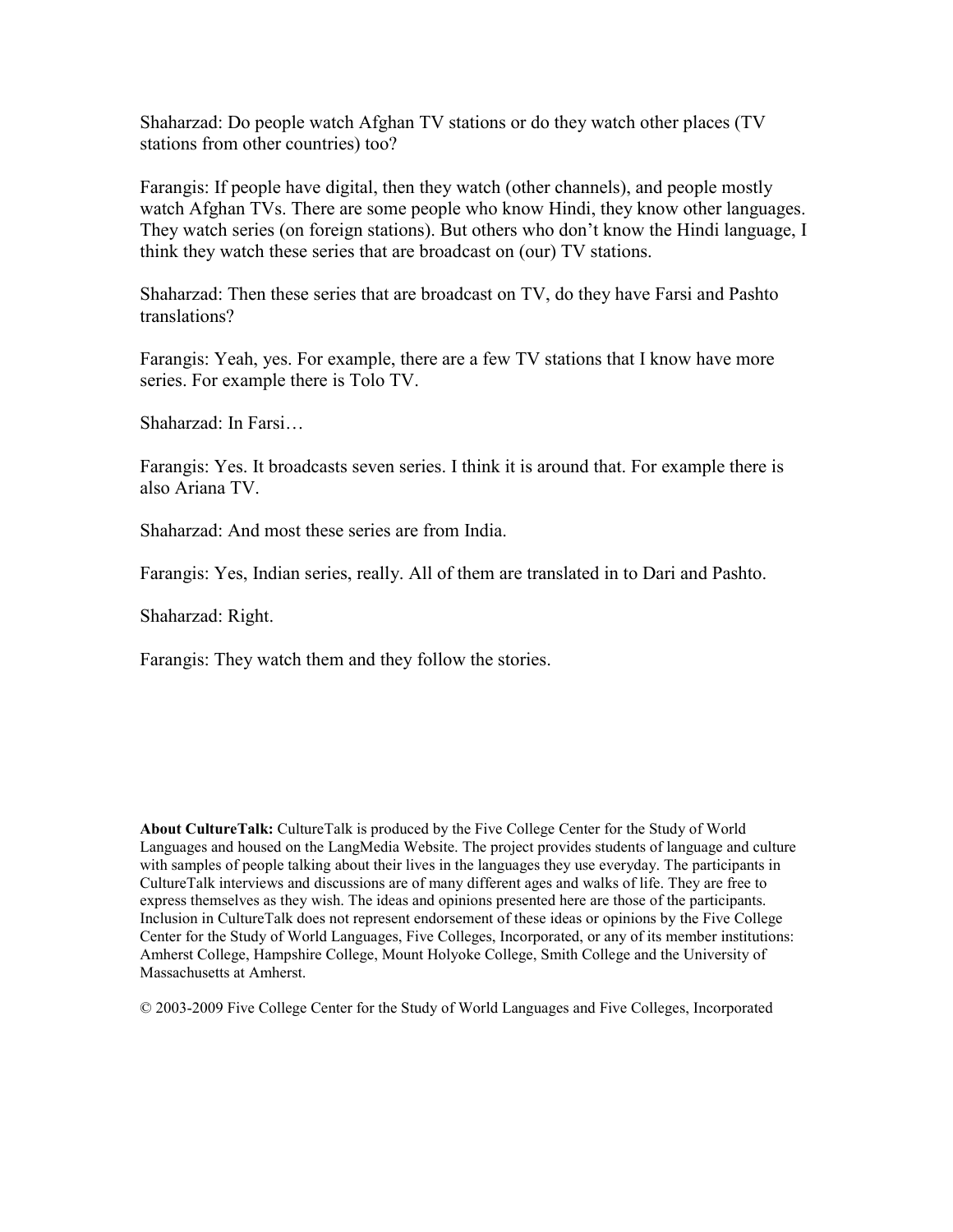Shaharzad: Do people watch Afghan TV stations or do they watch other places (TV stations from other countries) too?

Farangis: If people have digital, then they watch (other channels), and people mostly watch Afghan TVs. There are some people who know Hindi, they know other languages. They watch series (on foreign stations). But others who don't know the Hindi language, I think they watch these series that are broadcast on (our) TV stations.

Shaharzad: Then these series that are broadcast on TV, do they have Farsi and Pashto translations?

Farangis: Yeah, yes. For example, there are a few TV stations that I know have more series. For example there is Tolo TV.

Shaharzad: In Farsi…

Farangis: Yes. It broadcasts seven series. I think it is around that. For example there is also Ariana TV.

Shaharzad: And most these series are from India.

Farangis: Yes, Indian series, really. All of them are translated in to Dari and Pashto.

Shaharzad: Right.

Farangis: They watch them and they follow the stories.

**About CultureTalk:** CultureTalk is produced by the Five College Center for the Study of World Languages and housed on the LangMedia Website. The project provides students of language and culture with samples of people talking about their lives in the languages they use everyday. The participants in CultureTalk interviews and discussions are of many different ages and walks of life. They are free to express themselves as they wish. The ideas and opinions presented here are those of the participants. Inclusion in CultureTalk does not represent endorsement of these ideas or opinions by the Five College Center for the Study of World Languages, Five Colleges, Incorporated, or any of its member institutions: Amherst College, Hampshire College, Mount Holyoke College, Smith College and the University of Massachusetts at Amherst.

© 2003-2009 Five College Center for the Study of World Languages and Five Colleges, Incorporated